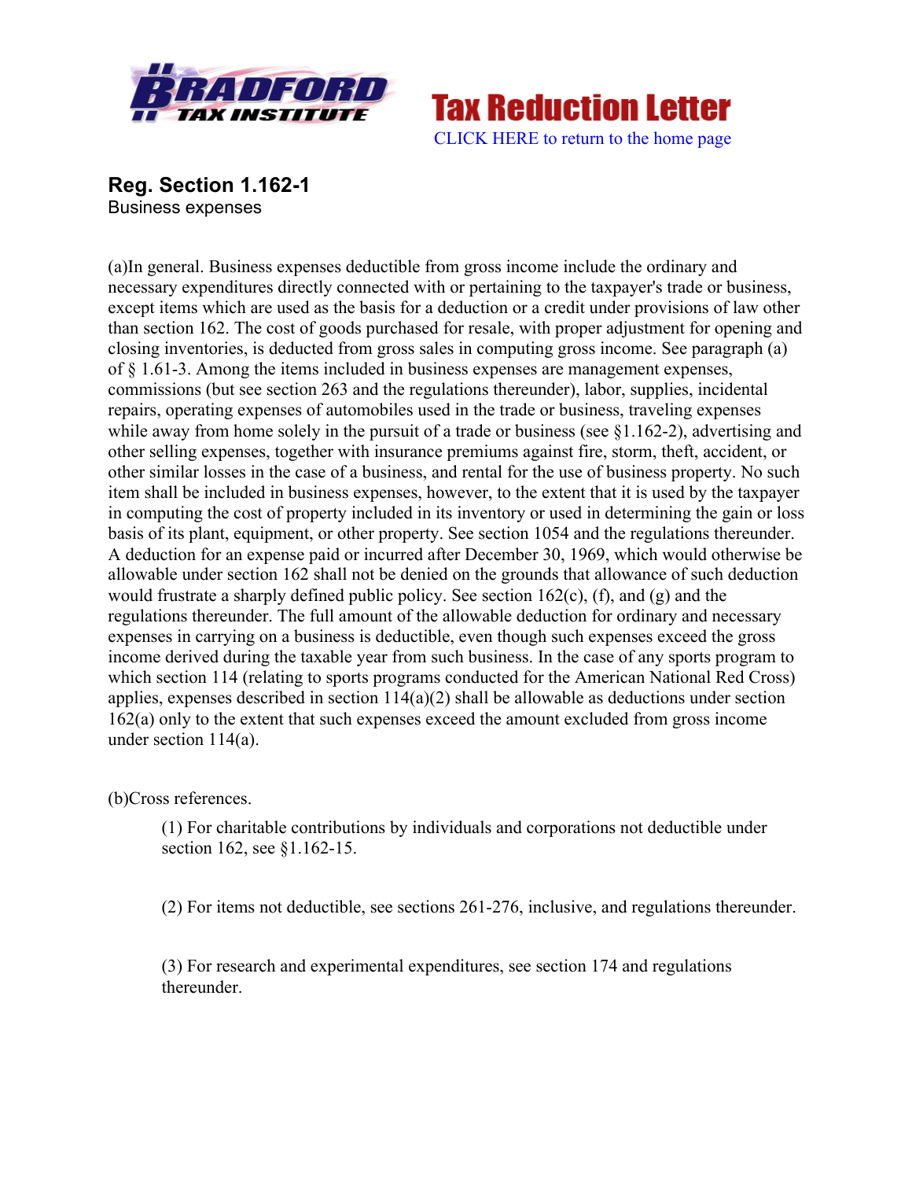Tax Reduction Letter

CLICK HERE to return to the home page

## Reg. Section 1.162-1

Business expenses

(a)In general. Business expenses deductible from gross income include the ordinary and necessary expenditures directly connected with or pertaining to the taxpayer's trade or business, except items which are used as the basis for a deduction or a credit under provisions of law other than section 162. The cost of goods purchased for resale, with proper adjustment for opening and closing inventories, is deducted from gross sales in computing gross income. See paragraph (a) of § 1.61-3. Among the items included in business expenses are management expenses, commissions (but see section 263 and the regulations thereunder), labor, supplies, incidental repairs, operating expenses of automobiles used in the trade or business, traveling expenses while away from home solely in the pursuit of a trade or business (see §1.162-2), advertising and other selling expenses, together with insurance premiums against fire, storm, theft, accident, or other similar losses in the case of a business, and rental for the use of business property. No such item shall be included in business expenses, however, to the extent that it is used by the taxpayer in computing the cost of property included in its inventory or used in determining the gain or loss basis of its plant, equipment, or other property. See section 1054 and the regulations thereunder. A deduction for an expense paid or incurred after December 30, 1969, which would otherwise be allowable under section 162 shall not be denied on the grounds that allowance of such deduction would frustrate a sharply defined public policy. See section 162(c), (f), and (g) and the regulations thereunder. The full amount of the allowable deduction for ordinary and necessary expenses in carrying on a business is deductible, even though such expenses exceed the gross income derived during the taxable year from such business. In the case of any sports program to which section 114 (relating to sports programs conducted for the American National Red Cross) applies, expenses described in section 114(a)(2) shall be allowable as deductions under section 162(a) only to the extent that such expenses exceed the amount excluded from gross income under section 114(a).

(b)Cross references.

(1) For charitable contributions by individuals and corporations not deductible under section 162, see §1.162-15.

(2) For items not deductible, see sections 261-276, inclusive, and regulations thereunder.

(3) For research and experimental expenditures, see section 174 and regulations thereunder.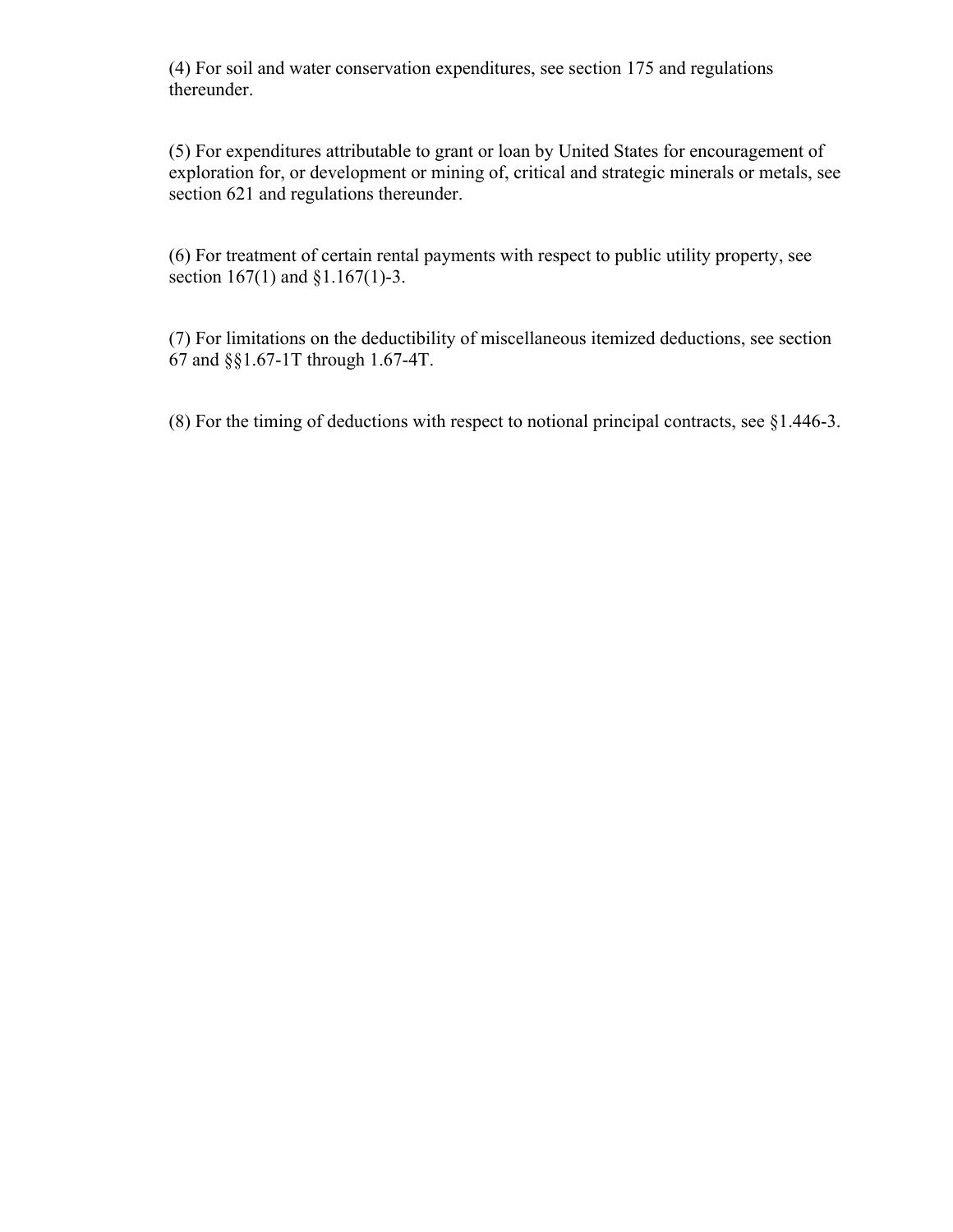(4) For soil and water conservation expenditures, see section 175 and regulations thereunder.

(5) For expenditures attributable to grant or loan by United States for encouragement of exploration for, or development or mining of, critical and strategic minerals or metals, see section 621 and regulations thereunder.

(6) For treatment of certain rental payments with respect to public utility property, see section 167(1) and §1.167(1)-3.

(7) For limitations on the deductibility of miscellaneous itemized deductions, see section 67 and §§1.67-1T through 1.67-4T.

(8) For the timing of deductions with respect to notional principal contracts, see §1.446-3.